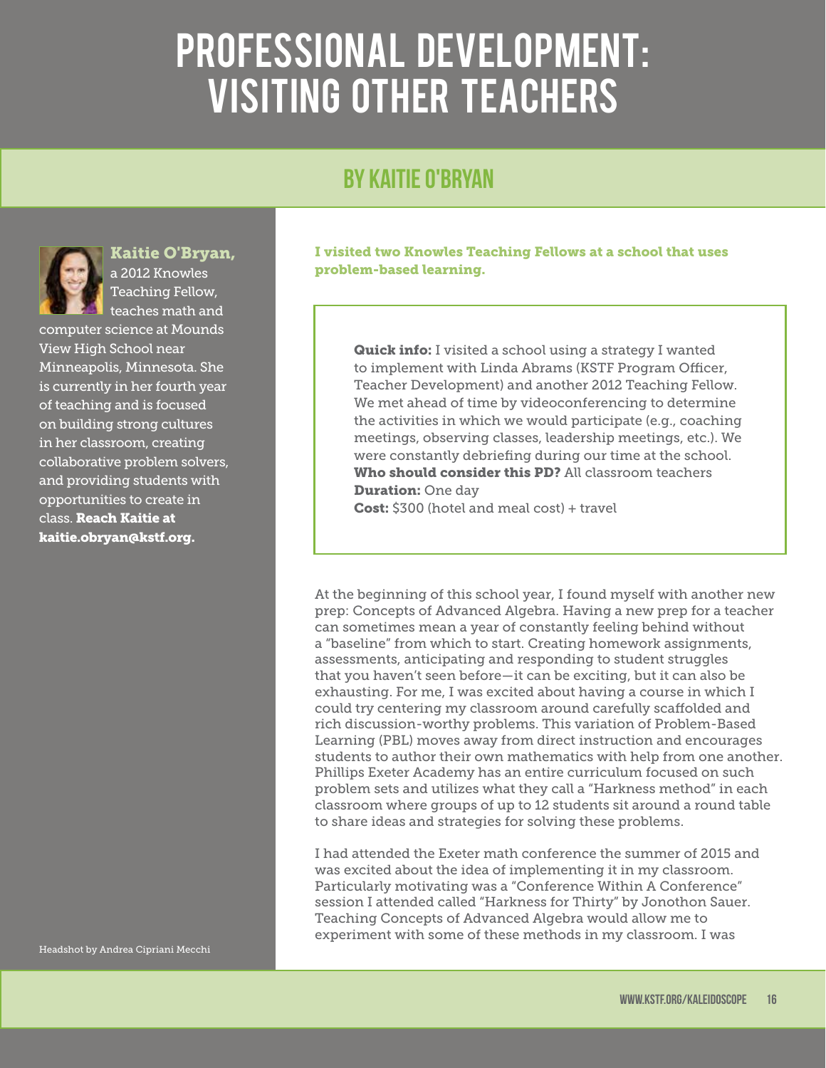# PROFESSIONAL DEVELOPMENT: VISITING OTHER TEACHERS

## BY KAITIE O'BRYAN

**Kaitie O'Bryan,** a 2012 Knowles Teaching Fellow, teaches math and computer science at Mounds View High School near Minneapolis, Minnesota. She is currently in her fourth year of teaching and is focused on building strong cultures in her classroom, creating collaborative problem solvers, and providing students with opportunities to create in class. **Reach Kaitie at kaitie.obryan@kstf.org.**

Headshot by Andrea Cipriani Mecchi

**I visited two Knowles Teaching Fellows at a school that uses problem-based learning.**

**Quick info:** I visited a school using a strategy I wanted to implement with Linda Abrams (KSTF Program Officer, Teacher Development) and another 2012 Teaching Fellow. We met ahead of time by videoconferencing to determine the activities in which we would participate (e.g., coaching meetings, observing classes, leadership meetings, etc.). We were constantly debriefing during our time at the school.
**Who should consider this PD?** All classroom teachers
**Duration:** One day
**Cost:** $300 (hotel and meal cost) + travel

At the beginning of this school year, I found myself with another new prep: Concepts of Advanced Algebra. Having a new prep for a teacher can sometimes mean a year of constantly feeling behind without a "baseline" from which to start. Creating homework assignments, assessments, anticipating and responding to student struggles that you haven't seen before—it can be exciting, but it can also be exhausting. For me, I was excited about having a course in which I could try centering my classroom around carefully scaffolded and rich discussion-worthy problems. This variation of Problem-Based Learning (PBL) moves away from direct instruction and encourages students to author their own mathematics with help from one another. Phillips Exeter Academy has an entire curriculum focused on such problem sets and utilizes what they call a "Harkness method" in each classroom where groups of up to 12 students sit around a round table to share ideas and strategies for solving these problems.

I had attended the Exeter math conference the summer of 2015 and was excited about the idea of implementing it in my classroom. Particularly motivating was a "Conference Within A Conference" session I attended called "Harkness for Thirty" by Jonothon Sauer. Teaching Concepts of Advanced Algebra would allow me to experiment with some of these methods in my classroom. I was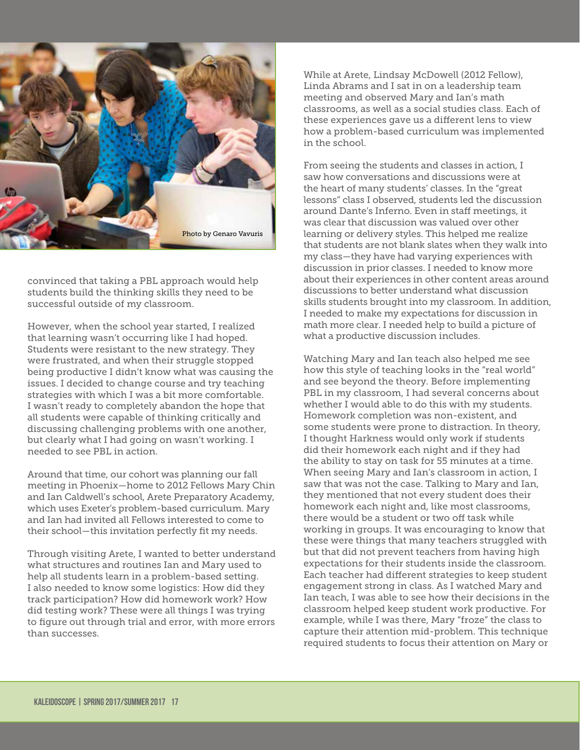Photo by Genaro Vavuris

convinced that taking a PBL approach would help students build the thinking skills they need to be successful outside of my classroom.

However, when the school year started, I realized that learning wasn't occurring like I had hoped. Students were resistant to the new strategy. They were frustrated, and when their struggle stopped being productive I didn't know what was causing the issues. I decided to change course and try teaching strategies with which I was a bit more comfortable. I wasn't ready to completely abandon the hope that all students were capable of thinking critically and discussing challenging problems with one another, but clearly what I had going on wasn't working. I needed to see PBL in action.

Around that time, our cohort was planning our fall meeting in Phoenix—home to 2012 Fellows Mary Chin and Ian Caldwell's school, Arete Preparatory Academy, which uses Exeter's problem-based curriculum. Mary and Ian had invited all Fellows interested to come to their school—this invitation perfectly fit my needs.

Through visiting Arete, I wanted to better understand what structures and routines Ian and Mary used to help all students learn in a problem-based setting. I also needed to know some logistics: How did they track participation? How did homework work? How did testing work? These were all things I was trying to figure out through trial and error, with more errors than successes.

While at Arete, Lindsay McDowell (2012 Fellow), Linda Abrams and I sat in on a leadership team meeting and observed Mary and Ian's math classrooms, as well as a social studies class. Each of these experiences gave us a different lens to view how a problem-based curriculum was implemented in the school.

From seeing the students and classes in action, I saw how conversations and discussions were at the heart of many students' classes. In the "great lessons" class I observed, students led the discussion around Dante's Inferno. Even in staff meetings, it was clear that discussion was valued over other learning or delivery styles. This helped me realize that students are not blank slates when they walk into my class—they have had varying experiences with discussion in prior classes. I needed to know more about their experiences in other content areas around discussions to better understand what discussion skills students brought into my classroom. In addition, I needed to make my expectations for discussion in math more clear. I needed help to build a picture of what a productive discussion includes.

Watching Mary and Ian teach also helped me see how this style of teaching looks in the "real world" and see beyond the theory. Before implementing PBL in my classroom, I had several concerns about whether I would able to do this with my students. Homework completion was non-existent, and some students were prone to distraction. In theory, I thought Harkness would only work if students did their homework each night and if they had the ability to stay on task for 55 minutes at a time. When seeing Mary and Ian's classroom in action, I saw that was not the case. Talking to Mary and Ian, they mentioned that not every student does their homework each night and, like most classrooms, there would be a student or two off task while working in groups. It was encouraging to know that these were things that many teachers struggled with but that did not prevent teachers from having high expectations for their students inside the classroom. Each teacher had different strategies to keep student engagement strong in class. As I watched Mary and Ian teach, I was able to see how their decisions in the classroom helped keep student work productive. For example, while I was there, Mary "froze" the class to capture their attention mid-problem. This technique required students to focus their attention on Mary or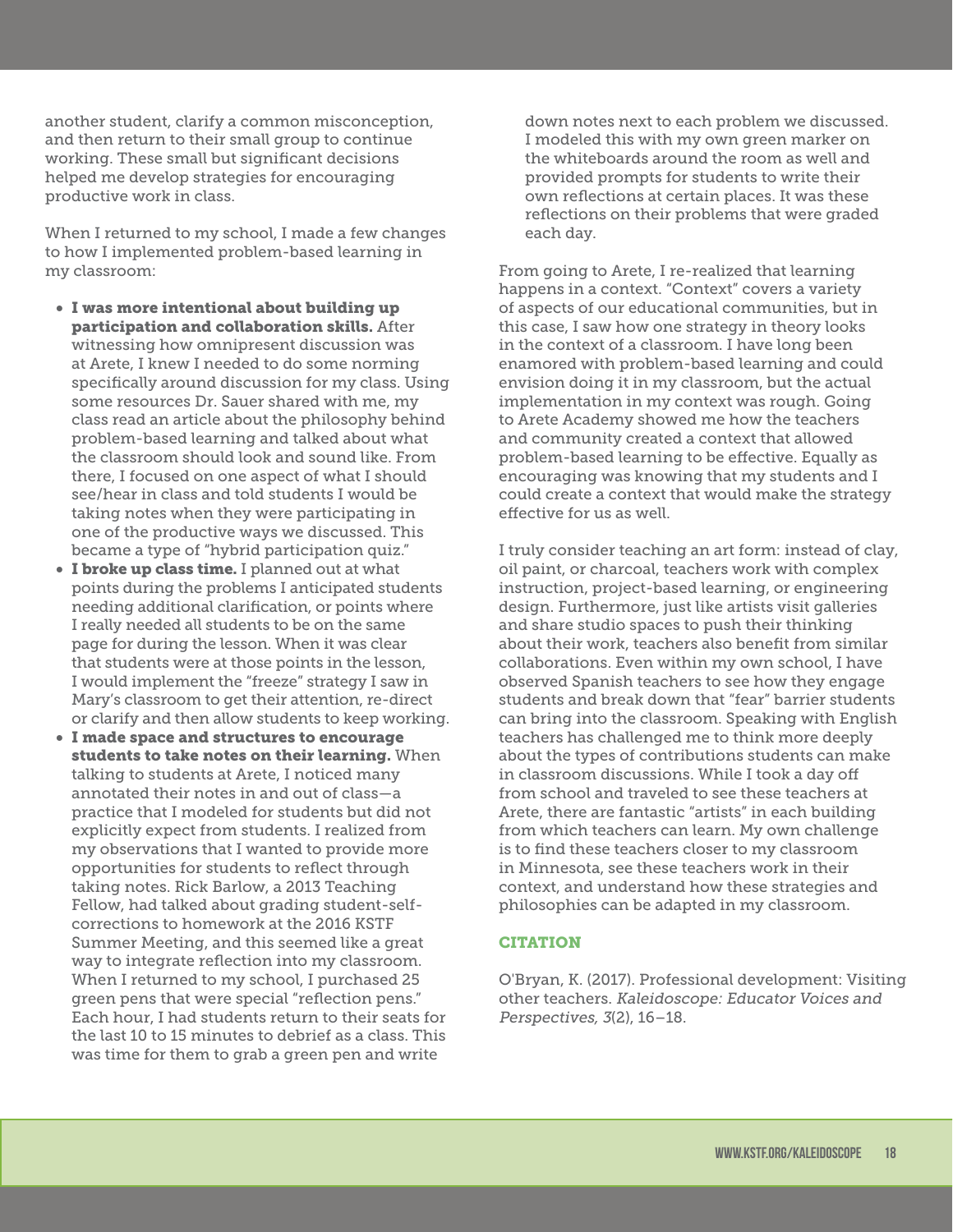another student, clarify a common misconception, and then return to their small group to continue working. These small but significant decisions helped me develop strategies for encouraging productive work in class.

When I returned to my school, I made a few changes to how I implemented problem-based learning in my classroom:

- **I was more intentional about building up participation and collaboration skills.** After witnessing how omnipresent discussion was at Arete, I knew I needed to do some norming specifically around discussion for my class. Using some resources Dr. Sauer shared with me, my class read an article about the philosophy behind problem-based learning and talked about what the classroom should look and sound like. From there, I focused on one aspect of what I should see/hear in class and told students I would be taking notes when they were participating in one of the productive ways we discussed. This became a type of "hybrid participation quiz."
- **I broke up class time.** I planned out at what points during the problems I anticipated students needing additional clarification, or points where I really needed all students to be on the same page for during the lesson. When it was clear that students were at those points in the lesson, I would implement the "freeze" strategy I saw in Mary's classroom to get their attention, re-direct or clarify and then allow students to keep working.
- **I made space and structures to encourage students to take notes on their learning.** When talking to students at Arete, I noticed many annotated their notes in and out of class—a practice that I modeled for students but did not explicitly expect from students. I realized from my observations that I wanted to provide more opportunities for students to reflect through taking notes. Rick Barlow, a 2013 Teaching Fellow, had talked about grading student-self-corrections to homework at the 2016 KSTF Summer Meeting, and this seemed like a great way to integrate reflection into my classroom. When I returned to my school, I purchased 25 green pens that were special "reflection pens." Each hour, I had students return to their seats for the last 10 to 15 minutes to debrief as a class. This was time for them to grab a green pen and write down notes next to each problem we discussed. I modeled this with my own green marker on the whiteboards around the room as well and provided prompts for students to write their own reflections at certain places. It was these reflections on their problems that were graded each day.

From going to Arete, I re-realized that learning happens in a context. "Context" covers a variety of aspects of our educational communities, but in this case, I saw how one strategy in theory looks in the context of a classroom. I have long been enamored with problem-based learning and could envision doing it in my classroom, but the actual implementation in my context was rough. Going to Arete Academy showed me how the teachers and community created a context that allowed problem-based learning to be effective. Equally as encouraging was knowing that my students and I could create a context that would make the strategy effective for us as well.

I truly consider teaching an art form: instead of clay, oil paint, or charcoal, teachers work with complex instruction, project-based learning, or engineering design. Furthermore, just like artists visit galleries and share studio spaces to push their thinking about their work, teachers also benefit from similar collaborations. Even within my own school, I have observed Spanish teachers to see how they engage students and break down that "fear" barrier students can bring into the classroom. Speaking with English teachers has challenged me to think more deeply about the types of contributions students can make in classroom discussions. While I took a day off from school and traveled to see these teachers at Arete, there are fantastic "artists" in each building from which teachers can learn. My own challenge is to find these teachers closer to my classroom in Minnesota, see these teachers work in their context, and understand how these strategies and philosophies can be adapted in my classroom.

## CITATION

O'Bryan, K. (2017). Professional development: Visiting other teachers. *Kaleidoscope: Educator Voices and Perspectives, 3*(2), 16–18.